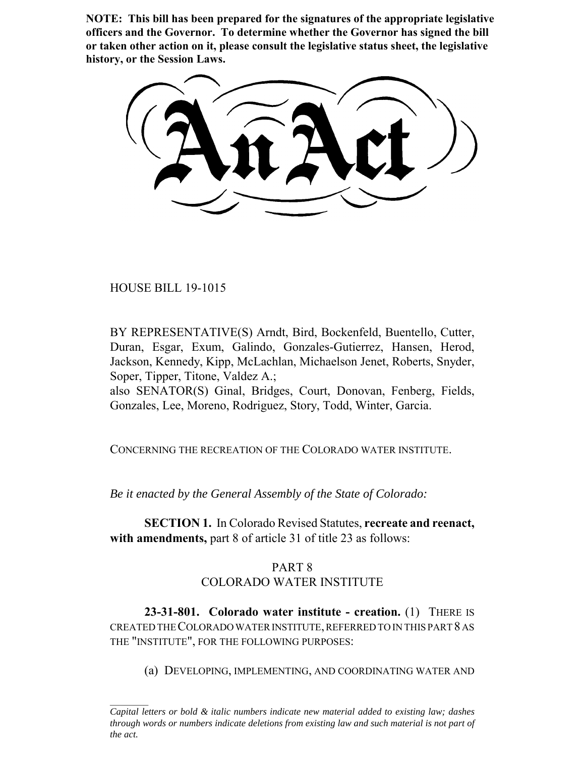**NOTE: This bill has been prepared for the signatures of the appropriate legislative officers and the Governor. To determine whether the Governor has signed the bill or taken other action on it, please consult the legislative status sheet, the legislative history, or the Session Laws.**

# An Act

HOUSE BILL 19-1015

BY REPRESENTATIVE(S) Arndt, Bird, Bockenfeld, Buentello, Cutter, Duran, Esgar, Exum, Galindo, Gonzales-Gutierrez, Hansen, Herod, Jackson, Kennedy, Kipp, McLachlan, Michaelson Jenet, Roberts, Snyder, Soper, Tipper, Titone, Valdez A.;
also SENATOR(S) Ginal, Bridges, Court, Donovan, Fenberg, Fields, Gonzales, Lee, Moreno, Rodriguez, Story, Todd, Winter, Garcia.

CONCERNING THE RECREATION OF THE COLORADO WATER INSTITUTE.

*Be it enacted by the General Assembly of the State of Colorado:*

**SECTION 1.** In Colorado Revised Statutes, **recreate and reenact, with amendments,** part 8 of article 31 of title 23 as follows:

PART 8
COLORADO WATER INSTITUTE

**23-31-801. Colorado water institute - creation.** (1) THERE IS CREATED THE COLORADO WATER INSTITUTE, REFERRED TO IN THIS PART 8 AS THE "INSTITUTE", FOR THE FOLLOWING PURPOSES:

(a) DEVELOPING, IMPLEMENTING, AND COORDINATING WATER AND

---

*Capital letters or bold & italic numbers indicate new material added to existing law; dashes through words or numbers indicate deletions from existing law and such material is not part of the act.*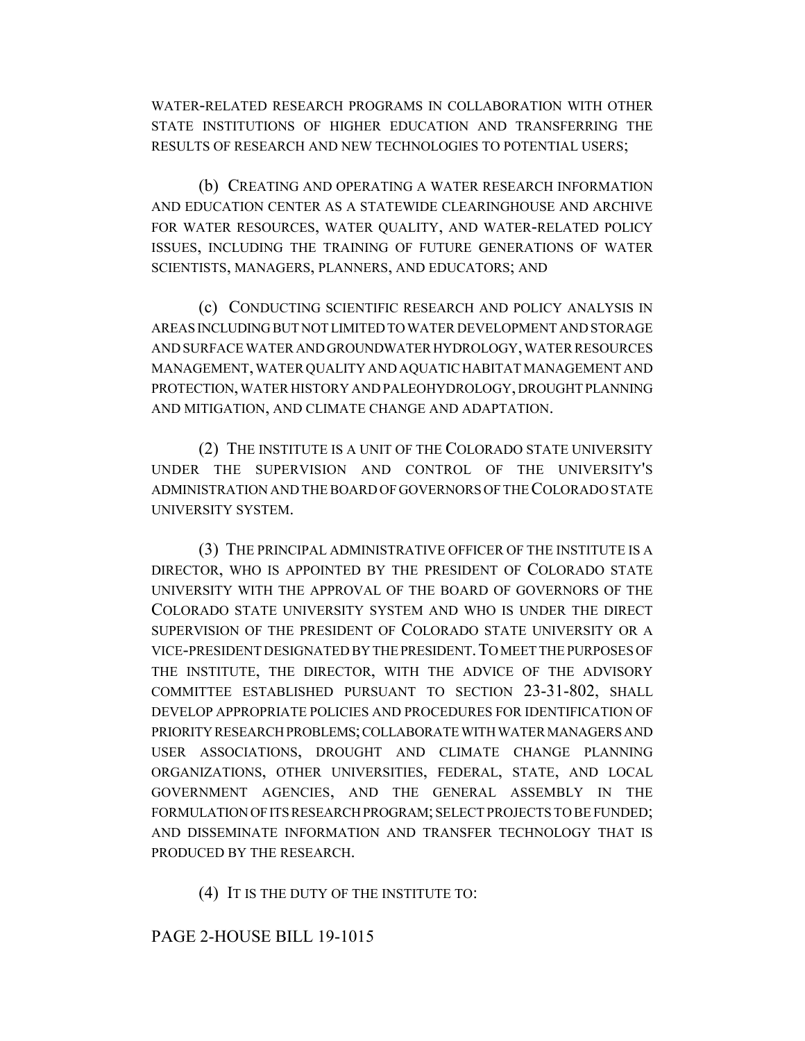WATER-RELATED RESEARCH PROGRAMS IN COLLABORATION WITH OTHER STATE INSTITUTIONS OF HIGHER EDUCATION AND TRANSFERRING THE RESULTS OF RESEARCH AND NEW TECHNOLOGIES TO POTENTIAL USERS;

(b) CREATING AND OPERATING A WATER RESEARCH INFORMATION AND EDUCATION CENTER AS A STATEWIDE CLEARINGHOUSE AND ARCHIVE FOR WATER RESOURCES, WATER QUALITY, AND WATER-RELATED POLICY ISSUES, INCLUDING THE TRAINING OF FUTURE GENERATIONS OF WATER SCIENTISTS, MANAGERS, PLANNERS, AND EDUCATORS; AND

(c) CONDUCTING SCIENTIFIC RESEARCH AND POLICY ANALYSIS IN AREAS INCLUDING BUT NOT LIMITED TO WATER DEVELOPMENT AND STORAGE AND SURFACE WATER AND GROUNDWATER HYDROLOGY, WATER RESOURCES MANAGEMENT, WATER QUALITY AND AQUATIC HABITAT MANAGEMENT AND PROTECTION, WATER HISTORY AND PALEOHYDROLOGY, DROUGHT PLANNING AND MITIGATION, AND CLIMATE CHANGE AND ADAPTATION.

(2) THE INSTITUTE IS A UNIT OF THE COLORADO STATE UNIVERSITY UNDER THE SUPERVISION AND CONTROL OF THE UNIVERSITY'S ADMINISTRATION AND THE BOARD OF GOVERNORS OF THE COLORADO STATE UNIVERSITY SYSTEM.

(3) THE PRINCIPAL ADMINISTRATIVE OFFICER OF THE INSTITUTE IS A DIRECTOR, WHO IS APPOINTED BY THE PRESIDENT OF COLORADO STATE UNIVERSITY WITH THE APPROVAL OF THE BOARD OF GOVERNORS OF THE COLORADO STATE UNIVERSITY SYSTEM AND WHO IS UNDER THE DIRECT SUPERVISION OF THE PRESIDENT OF COLORADO STATE UNIVERSITY OR A VICE-PRESIDENT DESIGNATED BY THE PRESIDENT. TO MEET THE PURPOSES OF THE INSTITUTE, THE DIRECTOR, WITH THE ADVICE OF THE ADVISORY COMMITTEE ESTABLISHED PURSUANT TO SECTION 23-31-802, SHALL DEVELOP APPROPRIATE POLICIES AND PROCEDURES FOR IDENTIFICATION OF PRIORITY RESEARCH PROBLEMS; COLLABORATE WITH WATER MANAGERS AND USER ASSOCIATIONS, DROUGHT AND CLIMATE CHANGE PLANNING ORGANIZATIONS, OTHER UNIVERSITIES, FEDERAL, STATE, AND LOCAL GOVERNMENT AGENCIES, AND THE GENERAL ASSEMBLY IN THE FORMULATION OF ITS RESEARCH PROGRAM; SELECT PROJECTS TO BE FUNDED; AND DISSEMINATE INFORMATION AND TRANSFER TECHNOLOGY THAT IS PRODUCED BY THE RESEARCH.

(4) IT IS THE DUTY OF THE INSTITUTE TO: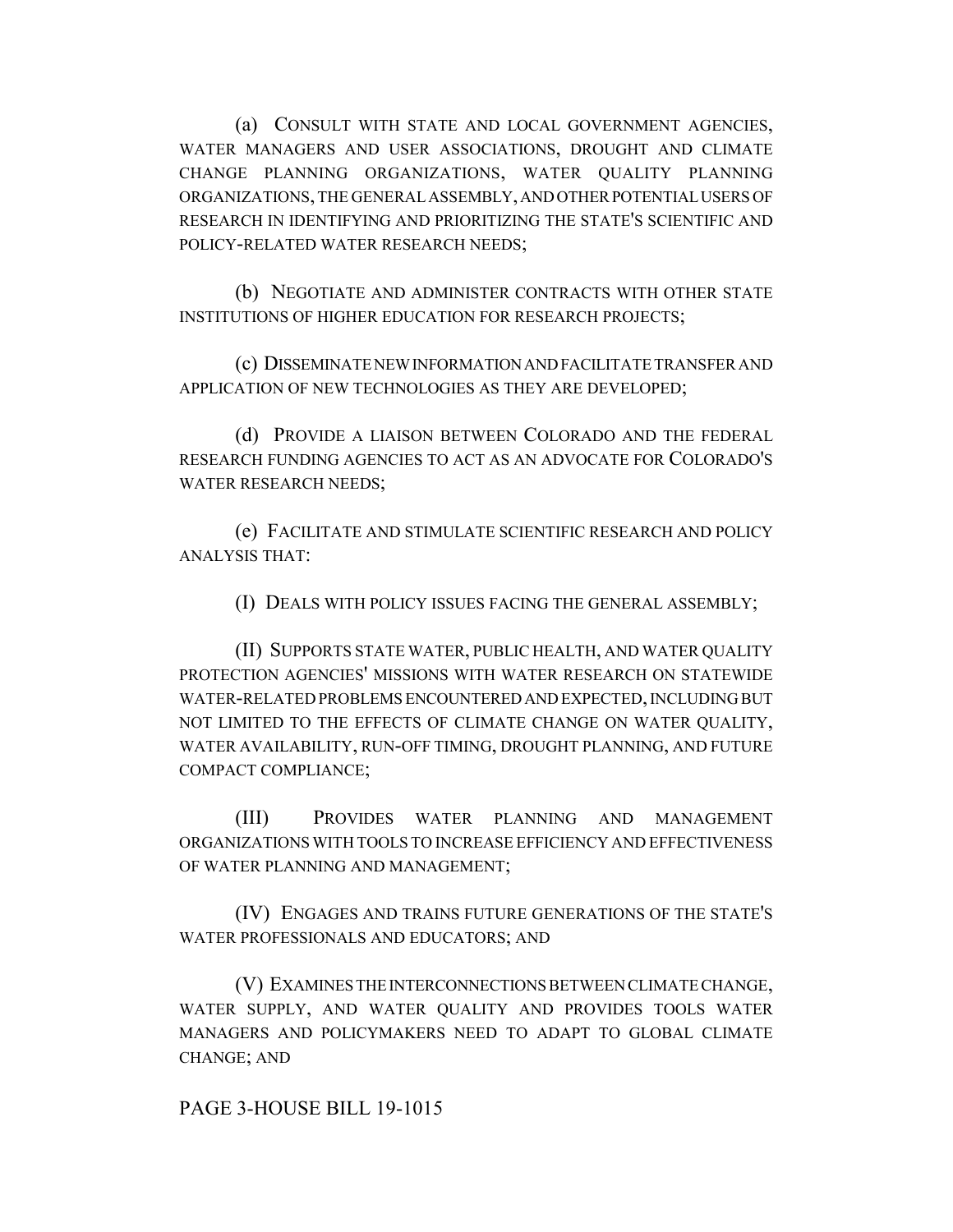(a) CONSULT WITH STATE AND LOCAL GOVERNMENT AGENCIES, WATER MANAGERS AND USER ASSOCIATIONS, DROUGHT AND CLIMATE CHANGE PLANNING ORGANIZATIONS, WATER QUALITY PLANNING ORGANIZATIONS, THE GENERAL ASSEMBLY, AND OTHER POTENTIAL USERS OF RESEARCH IN IDENTIFYING AND PRIORITIZING THE STATE'S SCIENTIFIC AND POLICY-RELATED WATER RESEARCH NEEDS;

(b) NEGOTIATE AND ADMINISTER CONTRACTS WITH OTHER STATE INSTITUTIONS OF HIGHER EDUCATION FOR RESEARCH PROJECTS;

(c) DISSEMINATE NEW INFORMATION AND FACILITATE TRANSFER AND APPLICATION OF NEW TECHNOLOGIES AS THEY ARE DEVELOPED;

(d) PROVIDE A LIAISON BETWEEN COLORADO AND THE FEDERAL RESEARCH FUNDING AGENCIES TO ACT AS AN ADVOCATE FOR COLORADO'S WATER RESEARCH NEEDS;

(e) FACILITATE AND STIMULATE SCIENTIFIC RESEARCH AND POLICY ANALYSIS THAT:

(I) DEALS WITH POLICY ISSUES FACING THE GENERAL ASSEMBLY;

(II) SUPPORTS STATE WATER, PUBLIC HEALTH, AND WATER QUALITY PROTECTION AGENCIES' MISSIONS WITH WATER RESEARCH ON STATEWIDE WATER-RELATED PROBLEMS ENCOUNTERED AND EXPECTED, INCLUDING BUT NOT LIMITED TO THE EFFECTS OF CLIMATE CHANGE ON WATER QUALITY, WATER AVAILABILITY, RUN-OFF TIMING, DROUGHT PLANNING, AND FUTURE COMPACT COMPLIANCE;

(III) PROVIDES WATER PLANNING AND MANAGEMENT ORGANIZATIONS WITH TOOLS TO INCREASE EFFICIENCY AND EFFECTIVENESS OF WATER PLANNING AND MANAGEMENT;

(IV) ENGAGES AND TRAINS FUTURE GENERATIONS OF THE STATE'S WATER PROFESSIONALS AND EDUCATORS; AND

(V) EXAMINES THE INTERCONNECTIONS BETWEEN CLIMATE CHANGE, WATER SUPPLY, AND WATER QUALITY AND PROVIDES TOOLS WATER MANAGERS AND POLICYMAKERS NEED TO ADAPT TO GLOBAL CLIMATE CHANGE; AND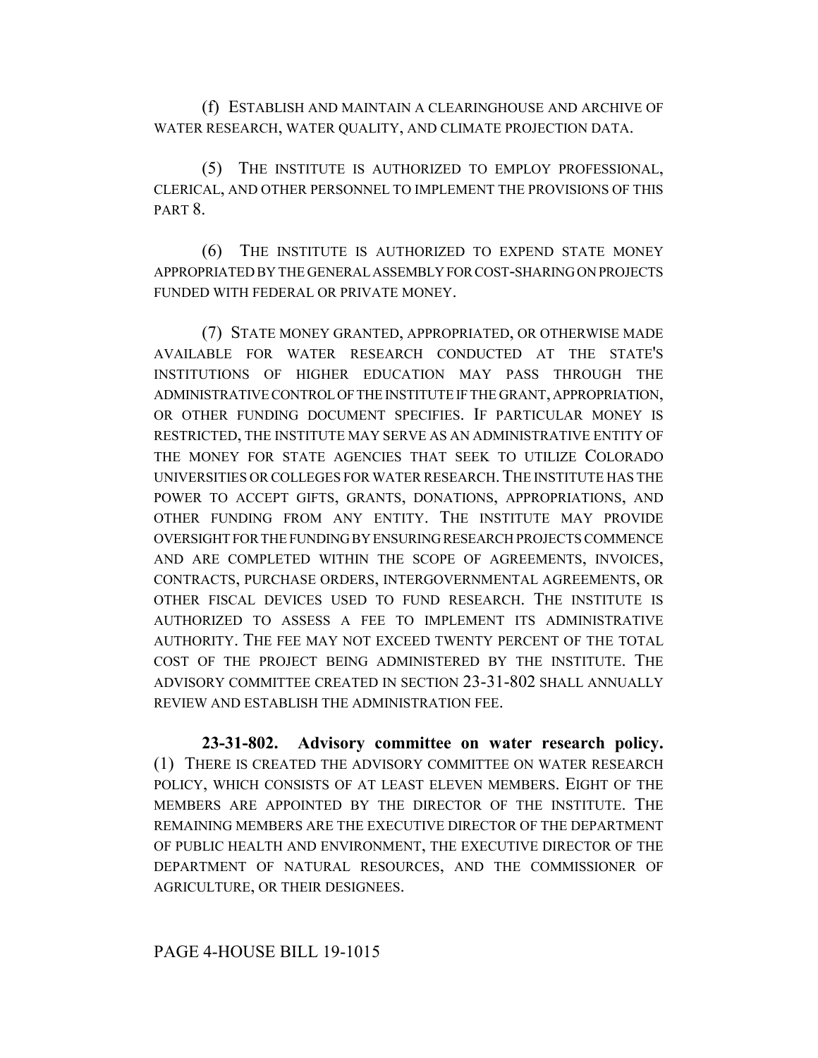(f) ESTABLISH AND MAINTAIN A CLEARINGHOUSE AND ARCHIVE OF WATER RESEARCH, WATER QUALITY, AND CLIMATE PROJECTION DATA.

(5) THE INSTITUTE IS AUTHORIZED TO EMPLOY PROFESSIONAL, CLERICAL, AND OTHER PERSONNEL TO IMPLEMENT THE PROVISIONS OF THIS PART 8.

(6) THE INSTITUTE IS AUTHORIZED TO EXPEND STATE MONEY APPROPRIATED BY THE GENERAL ASSEMBLY FOR COST-SHARING ON PROJECTS FUNDED WITH FEDERAL OR PRIVATE MONEY.

(7) STATE MONEY GRANTED, APPROPRIATED, OR OTHERWISE MADE AVAILABLE FOR WATER RESEARCH CONDUCTED AT THE STATE'S INSTITUTIONS OF HIGHER EDUCATION MAY PASS THROUGH THE ADMINISTRATIVE CONTROL OF THE INSTITUTE IF THE GRANT, APPROPRIATION, OR OTHER FUNDING DOCUMENT SPECIFIES. IF PARTICULAR MONEY IS RESTRICTED, THE INSTITUTE MAY SERVE AS AN ADMINISTRATIVE ENTITY OF THE MONEY FOR STATE AGENCIES THAT SEEK TO UTILIZE COLORADO UNIVERSITIES OR COLLEGES FOR WATER RESEARCH. THE INSTITUTE HAS THE POWER TO ACCEPT GIFTS, GRANTS, DONATIONS, APPROPRIATIONS, AND OTHER FUNDING FROM ANY ENTITY. THE INSTITUTE MAY PROVIDE OVERSIGHT FOR THE FUNDING BY ENSURING RESEARCH PROJECTS COMMENCE AND ARE COMPLETED WITHIN THE SCOPE OF AGREEMENTS, INVOICES, CONTRACTS, PURCHASE ORDERS, INTERGOVERNMENTAL AGREEMENTS, OR OTHER FISCAL DEVICES USED TO FUND RESEARCH. THE INSTITUTE IS AUTHORIZED TO ASSESS A FEE TO IMPLEMENT ITS ADMINISTRATIVE AUTHORITY. THE FEE MAY NOT EXCEED TWENTY PERCENT OF THE TOTAL COST OF THE PROJECT BEING ADMINISTERED BY THE INSTITUTE. THE ADVISORY COMMITTEE CREATED IN SECTION 23-31-802 SHALL ANNUALLY REVIEW AND ESTABLISH THE ADMINISTRATION FEE.

**23-31-802. Advisory committee on water research policy.** (1) THERE IS CREATED THE ADVISORY COMMITTEE ON WATER RESEARCH POLICY, WHICH CONSISTS OF AT LEAST ELEVEN MEMBERS. EIGHT OF THE MEMBERS ARE APPOINTED BY THE DIRECTOR OF THE INSTITUTE. THE REMAINING MEMBERS ARE THE EXECUTIVE DIRECTOR OF THE DEPARTMENT OF PUBLIC HEALTH AND ENVIRONMENT, THE EXECUTIVE DIRECTOR OF THE DEPARTMENT OF NATURAL RESOURCES, AND THE COMMISSIONER OF AGRICULTURE, OR THEIR DESIGNEES.

PAGE 4-HOUSE BILL 19-1015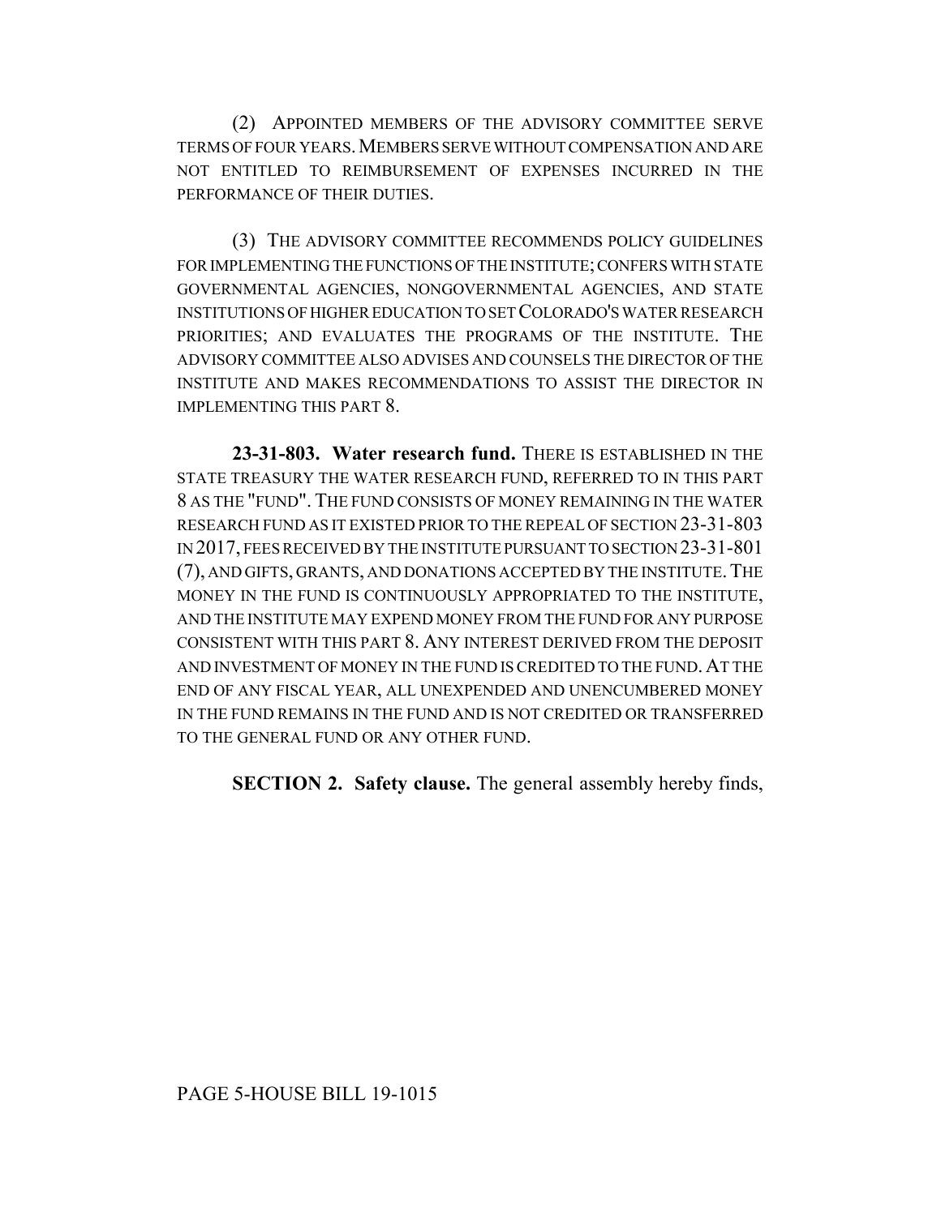(2) APPOINTED MEMBERS OF THE ADVISORY COMMITTEE SERVE TERMS OF FOUR YEARS. MEMBERS SERVE WITHOUT COMPENSATION AND ARE NOT ENTITLED TO REIMBURSEMENT OF EXPENSES INCURRED IN THE PERFORMANCE OF THEIR DUTIES.

(3) THE ADVISORY COMMITTEE RECOMMENDS POLICY GUIDELINES FOR IMPLEMENTING THE FUNCTIONS OF THE INSTITUTE; CONFERS WITH STATE GOVERNMENTAL AGENCIES, NONGOVERNMENTAL AGENCIES, AND STATE INSTITUTIONS OF HIGHER EDUCATION TO SET COLORADO'S WATER RESEARCH PRIORITIES; AND EVALUATES THE PROGRAMS OF THE INSTITUTE. THE ADVISORY COMMITTEE ALSO ADVISES AND COUNSELS THE DIRECTOR OF THE INSTITUTE AND MAKES RECOMMENDATIONS TO ASSIST THE DIRECTOR IN IMPLEMENTING THIS PART 8.

**23-31-803. Water research fund.** THERE IS ESTABLISHED IN THE STATE TREASURY THE WATER RESEARCH FUND, REFERRED TO IN THIS PART 8 AS THE "FUND". THE FUND CONSISTS OF MONEY REMAINING IN THE WATER RESEARCH FUND AS IT EXISTED PRIOR TO THE REPEAL OF SECTION 23-31-803 IN 2017, FEES RECEIVED BY THE INSTITUTE PURSUANT TO SECTION 23-31-801 (7), AND GIFTS, GRANTS, AND DONATIONS ACCEPTED BY THE INSTITUTE. THE MONEY IN THE FUND IS CONTINUOUSLY APPROPRIATED TO THE INSTITUTE, AND THE INSTITUTE MAY EXPEND MONEY FROM THE FUND FOR ANY PURPOSE CONSISTENT WITH THIS PART 8. ANY INTEREST DERIVED FROM THE DEPOSIT AND INVESTMENT OF MONEY IN THE FUND IS CREDITED TO THE FUND. AT THE END OF ANY FISCAL YEAR, ALL UNEXPENDED AND UNENCUMBERED MONEY IN THE FUND REMAINS IN THE FUND AND IS NOT CREDITED OR TRANSFERRED TO THE GENERAL FUND OR ANY OTHER FUND.

**SECTION 2. Safety clause.** The general assembly hereby finds,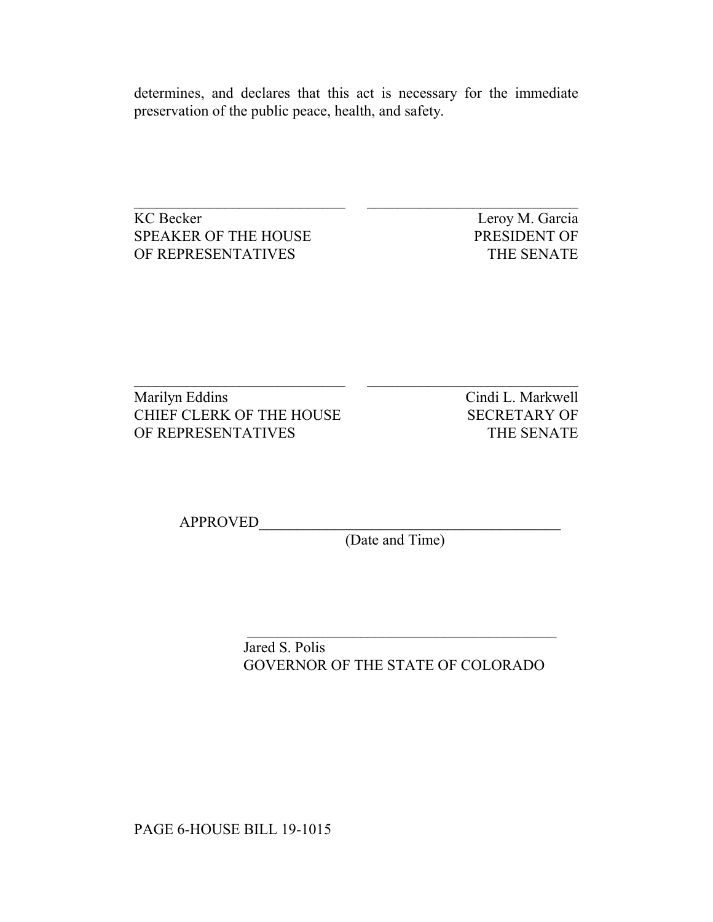determines, and declares that this act is necessary for the immediate preservation of the public peace, health, and safety.

____________________________ ____________________________
KC Becker Leroy M. Garcia
SPEAKER OF THE HOUSE PRESIDENT OF
OF REPRESENTATIVES THE SENATE

____________________________ ____________________________
Marilyn Eddins Cindi L. Markwell
CHIEF CLERK OF THE HOUSE SECRETARY OF
OF REPRESENTATIVES THE SENATE

APPROVED________________________________________
(Date and Time)

_________________________________________
Jared S. Polis
GOVERNOR OF THE STATE OF COLORADO

PAGE 6-HOUSE BILL 19-1015